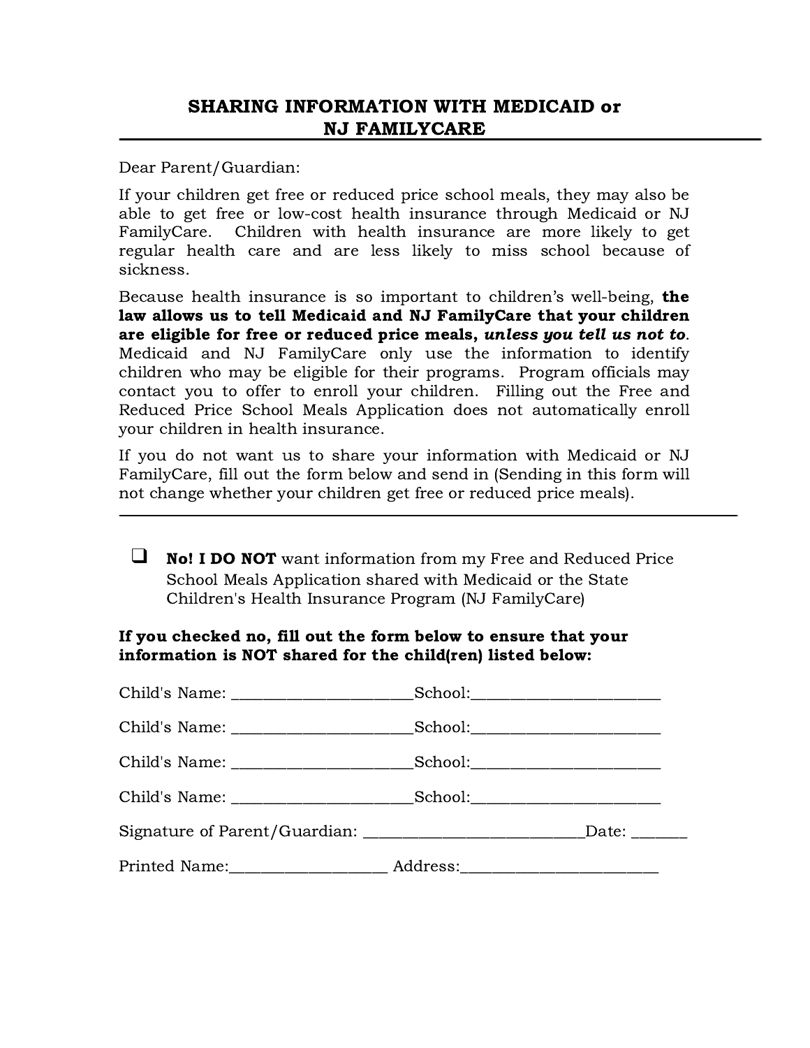# SHARING INFORMATION WITH MEDICAID or NJ FAMILYCARE

Dear Parent/Guardian:

If your children get free or reduced price school meals, they may also be able to get free or low-cost health insurance through Medicaid or NJ FamilyCare. Children with health insurance are more likely to get regular health care and are less likely to miss school because of sickness.

Because health insurance is so important to children's well-being, **the law allows us to tell Medicaid and NJ FamilyCare that your children are eligible for free or reduced price meals, *unless you tell us not to*.** Medicaid and NJ FamilyCare only use the information to identify children who may be eligible for their programs. Program officials may contact you to offer to enroll your children. Filling out the Free and Reduced Price School Meals Application does not automatically enroll your children in health insurance.

If you do not want us to share your information with Medicaid or NJ FamilyCare, fill out the form below and send in (Sending in this form will not change whether your children get free or reduced price meals).

---

☐ **No! I DO NOT** want information from my Free and Reduced Price School Meals Application shared with Medicaid or the State Children's Health Insurance Program (NJ FamilyCare)

**If you checked no, fill out the form below to ensure that your information is NOT shared for the child(ren) listed below:**

Child's Name: ______________________School:______________________

Child's Name: ______________________School:______________________

Child's Name: ______________________School:______________________

Child's Name: ______________________School:______________________

Signature of Parent/Guardian: __________________________Date: ______

Printed Name:__________________ Address:_______________________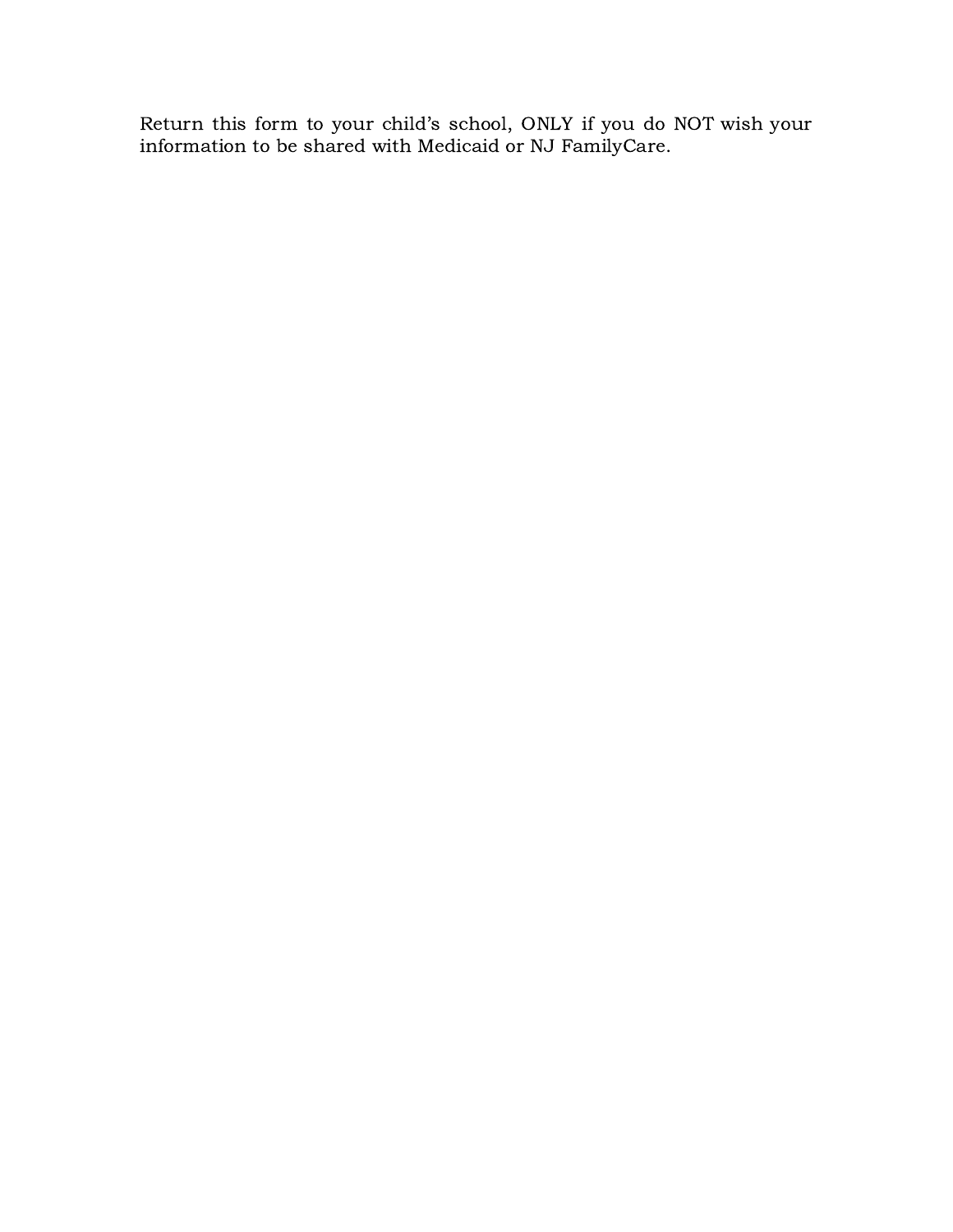Return this form to your child's school, ONLY if you do NOT wish your information to be shared with Medicaid or NJ FamilyCare.